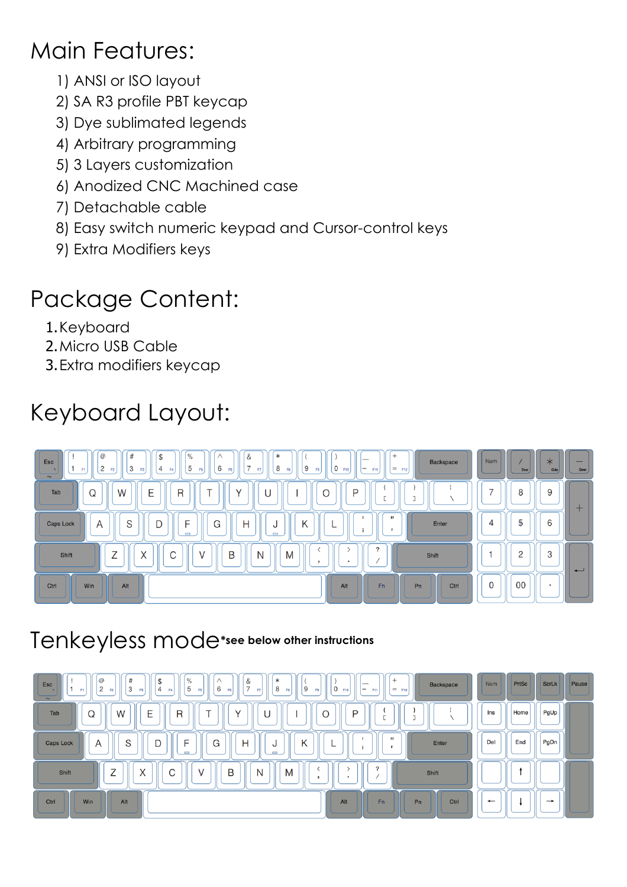# Main Features:

1) ANSI or ISO layout
2) SA R3 profile PBT keycap
3) Dye sublimated legends
4) Arbitrary programming
5) 3 Layers customization
6) Anodized CNC Machined case
7) Detachable cable
8) Easy switch numeric keypad and Cursor-control keys
9) Extra Modifiers keys

# Package Content:

1. Keyboard
2. Micro USB Cable
3. Extra modifiers keycap

# Keyboard Layout:

# Tenkeyless mode *see below other instructions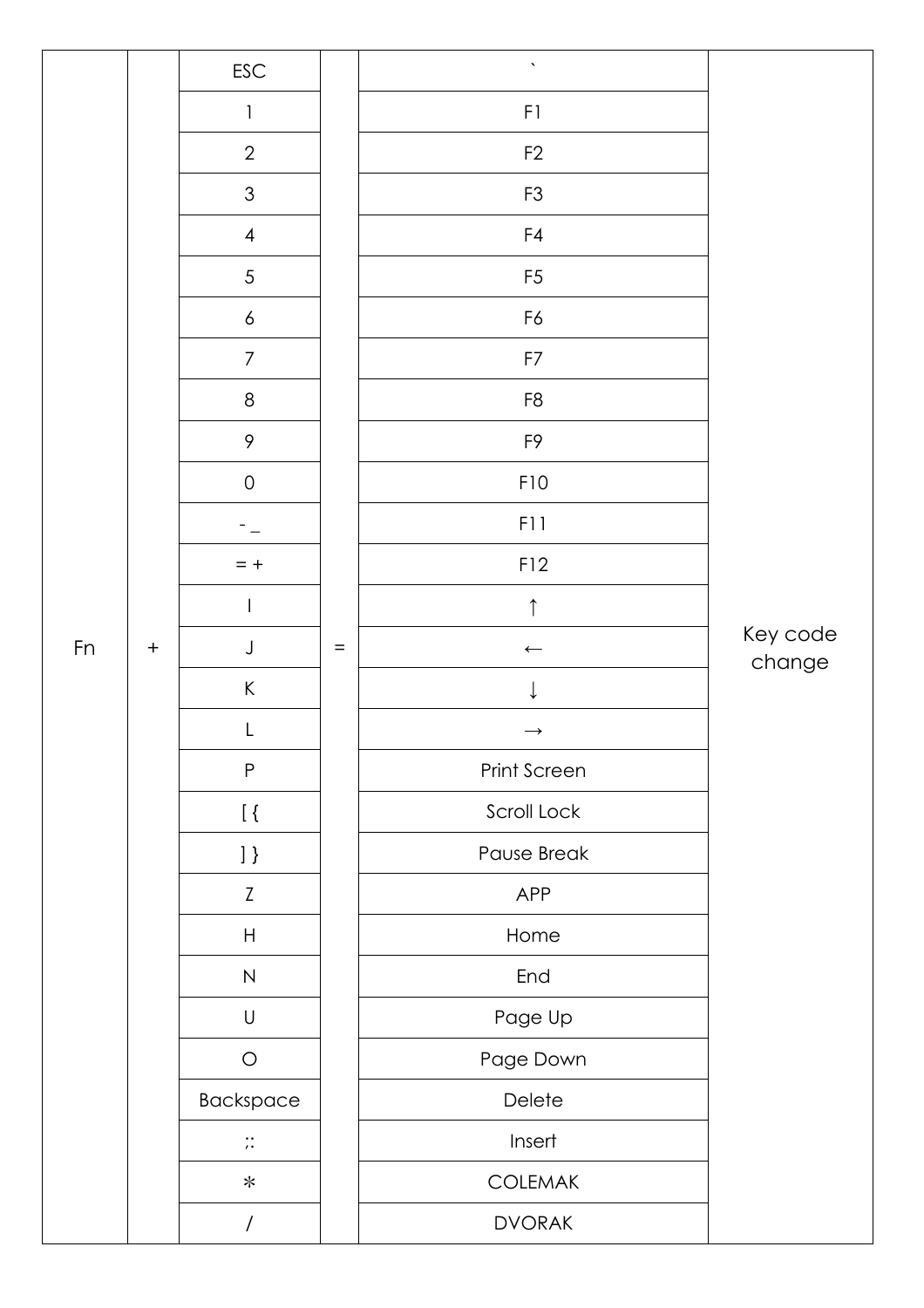| | | | | | |
|---|---|---|---|---|---|
| Fn | + | ESC | = | ` | Key code change |
| | | 1 | | F1 | |
| | | 2 | | F2 | |
| | | 3 | | F3 | |
| | | 4 | | F4 | |
| | | 5 | | F5 | |
| | | 6 | | F6 | |
| | | 7 | | F7 | |
| | | 8 | | F8 | |
| | | 9 | | F9 | |
| | | 0 | | F10 | |
| | | - _ | | F11 | |
| | | = + | | F12 | |
| | | I | | ↑ | |
| | | J | | ← | |
| | | K | | ↓ | |
| | | L | | → | |
| | | P | | Print Screen | |
| | | [ { | | Scroll Lock | |
| | | ] } | | Pause Break | |
| | | Z | | APP | |
| | | H | | Home | |
| | | N | | End | |
| | | U | | Page Up | |
| | | O | | Page Down | |
| | | Backspace | | Delete | |
| | | ;: | | Insert | |
| | | * | | COLEMAK | |
| | | / | | DVORAK | |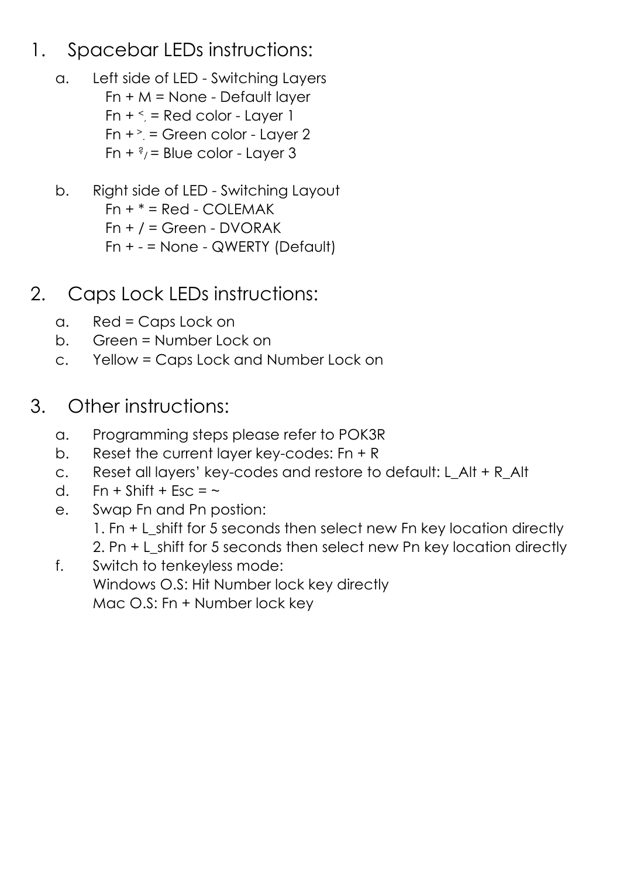1. Spacebar LEDs instructions:
    a. Left side of LED - Switching Layers
        Fn + M = None - Default layer
        Fn + <, = Red color - Layer 1
        Fn + >. = Green color - Layer 2
        Fn + ?/ = Blue color - Layer 3

    b. Right side of LED - Switching Layout
        Fn + * = Red - COLEMAK
        Fn + / = Green - DVORAK
        Fn + - = None - QWERTY (Default)

2. Caps Lock LEDs instructions:
    a. Red = Caps Lock on
    b. Green = Number Lock on
    c. Yellow = Caps Lock and Number Lock on

3. Other instructions:
    a. Programming steps please refer to POK3R
    b. Reset the current layer key-codes: Fn + R
    c. Reset all layers' key-codes and restore to default: L_Alt + R_Alt
    d. Fn + Shift + Esc = ~
    e. Swap Fn and Pn postion:
        1. Fn + L_shift for 5 seconds then select new Fn key location directly
        2. Pn + L_shift for 5 seconds then select new Pn key location directly
    f. Switch to tenkeyless mode:
        Windows O.S: Hit Number lock key directly
        Mac O.S: Fn + Number lock key